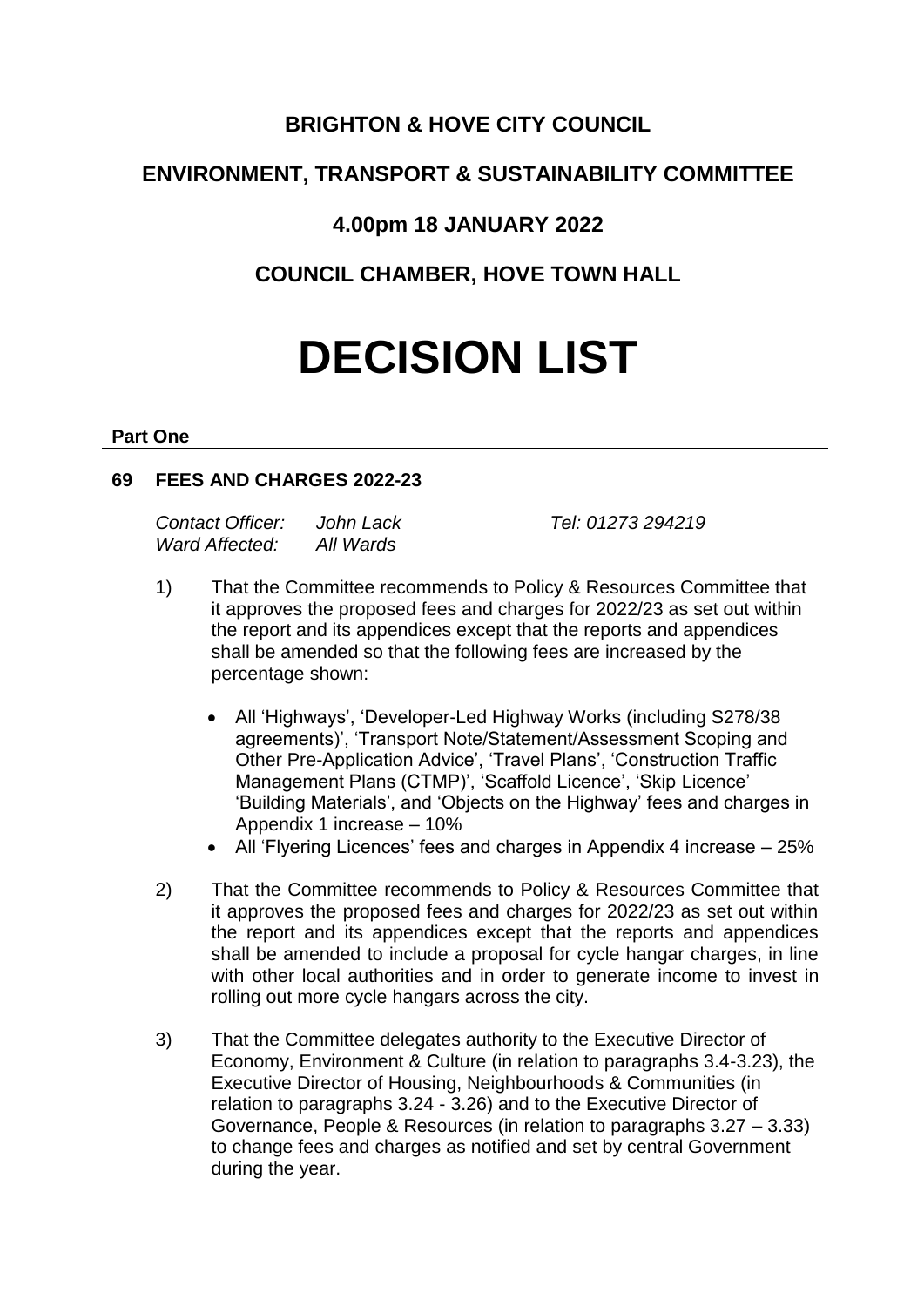# BRIGHTON & HOVE CITY COUNCIL

# ENVIRONMENT, TRANSPORT & SUSTAINABILITY COMMITTEE

# 4.00pm 18 JANUARY 2022

# COUNCIL CHAMBER, HOVE TOWN HALL

# DECISION LIST

**Part One**

## 69 FEES AND CHARGES 2022-23

*Contact Officer:* *John Lack* *Tel: 01273 294219*
*Ward Affected:* *All Wards*

1) That the Committee recommends to Policy & Resources Committee that it approves the proposed fees and charges for 2022/23 as set out within the report and its appendices except that the reports and appendices shall be amended so that the following fees are increased by the percentage shown:

   - All 'Highways', 'Developer-Led Highway Works (including S278/38 agreements)', 'Transport Note/Statement/Assessment Scoping and Other Pre-Application Advice', 'Travel Plans', 'Construction Traffic Management Plans (CTMP)', 'Scaffold Licence', 'Skip Licence' 'Building Materials', and 'Objects on the Highway' fees and charges in Appendix 1 increase – 10%
   - All 'Flyering Licences' fees and charges in Appendix 4 increase – 25%

2) That the Committee recommends to Policy & Resources Committee that it approves the proposed fees and charges for 2022/23 as set out within the report and its appendices except that the reports and appendices shall be amended to include a proposal for cycle hangar charges, in line with other local authorities and in order to generate income to invest in rolling out more cycle hangars across the city.

3) That the Committee delegates authority to the Executive Director of Economy, Environment & Culture (in relation to paragraphs 3.4-3.23), the Executive Director of Housing, Neighbourhoods & Communities (in relation to paragraphs 3.24 - 3.26) and to the Executive Director of Governance, People & Resources (in relation to paragraphs 3.27 – 3.33) to change fees and charges as notified and set by central Government during the year.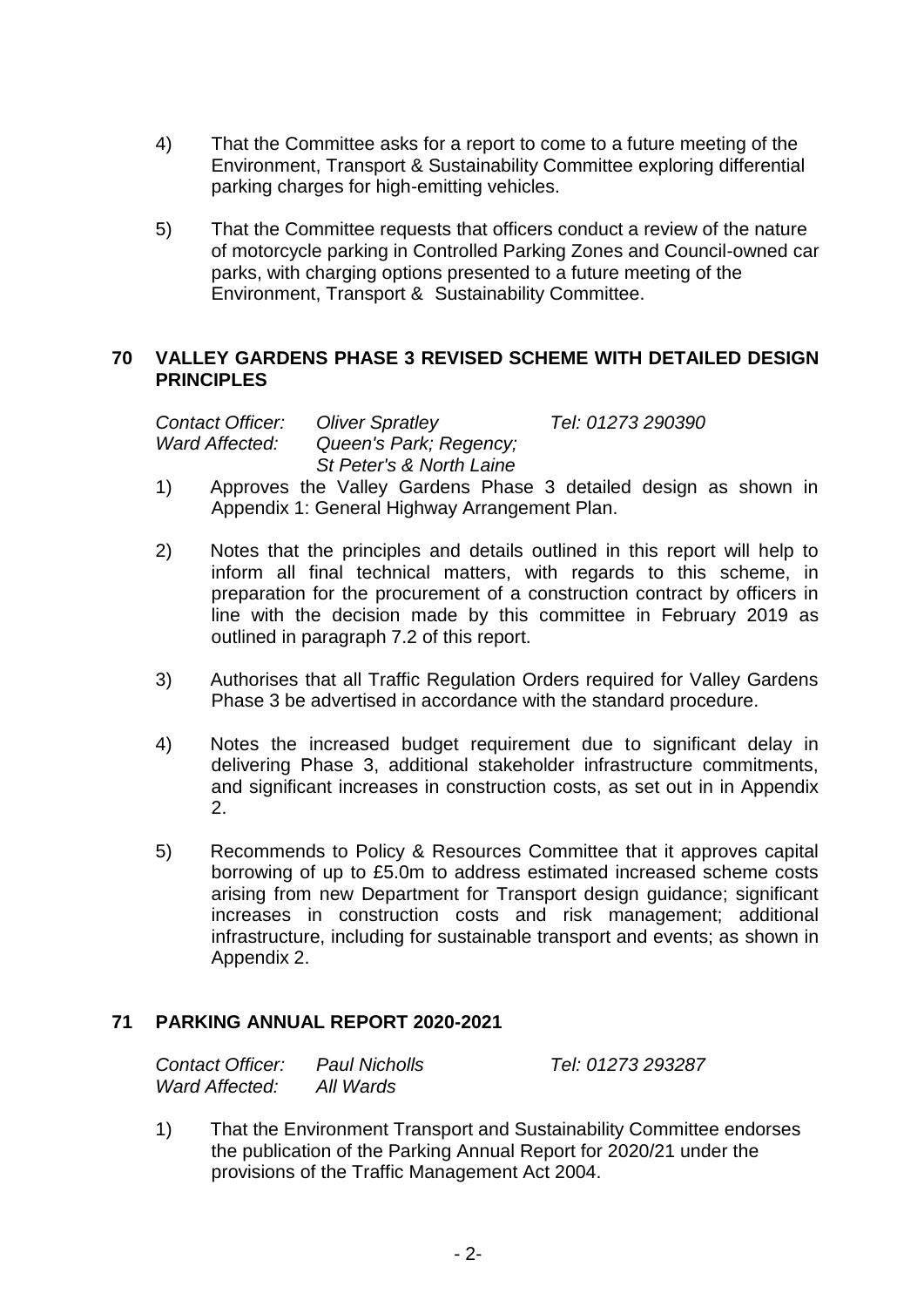4) That the Committee asks for a report to come to a future meeting of the Environment, Transport & Sustainability Committee exploring differential parking charges for high-emitting vehicles.

5) That the Committee requests that officers conduct a review of the nature of motorcycle parking in Controlled Parking Zones and Council-owned car parks, with charging options presented to a future meeting of the Environment, Transport & Sustainability Committee.

## 70 VALLEY GARDENS PHASE 3 REVISED SCHEME WITH DETAILED DESIGN PRINCIPLES

*Contact Officer:* *Oliver Spratley* *Tel: 01273 290390*
*Ward Affected:* *Queen's Park; Regency; St Peter's & North Laine*

1) Approves the Valley Gardens Phase 3 detailed design as shown in Appendix 1: General Highway Arrangement Plan.

2) Notes that the principles and details outlined in this report will help to inform all final technical matters, with regards to this scheme, in preparation for the procurement of a construction contract by officers in line with the decision made by this committee in February 2019 as outlined in paragraph 7.2 of this report.

3) Authorises that all Traffic Regulation Orders required for Valley Gardens Phase 3 be advertised in accordance with the standard procedure.

4) Notes the increased budget requirement due to significant delay in delivering Phase 3, additional stakeholder infrastructure commitments, and significant increases in construction costs, as set out in in Appendix 2.

5) Recommends to Policy & Resources Committee that it approves capital borrowing of up to £5.0m to address estimated increased scheme costs arising from new Department for Transport design guidance; significant increases in construction costs and risk management; additional infrastructure, including for sustainable transport and events; as shown in Appendix 2.

## 71 PARKING ANNUAL REPORT 2020-2021

*Contact Officer:* *Paul Nicholls* *Tel: 01273 293287*
*Ward Affected:* *All Wards*

1) That the Environment Transport and Sustainability Committee endorses the publication of the Parking Annual Report for 2020/21 under the provisions of the Traffic Management Act 2004.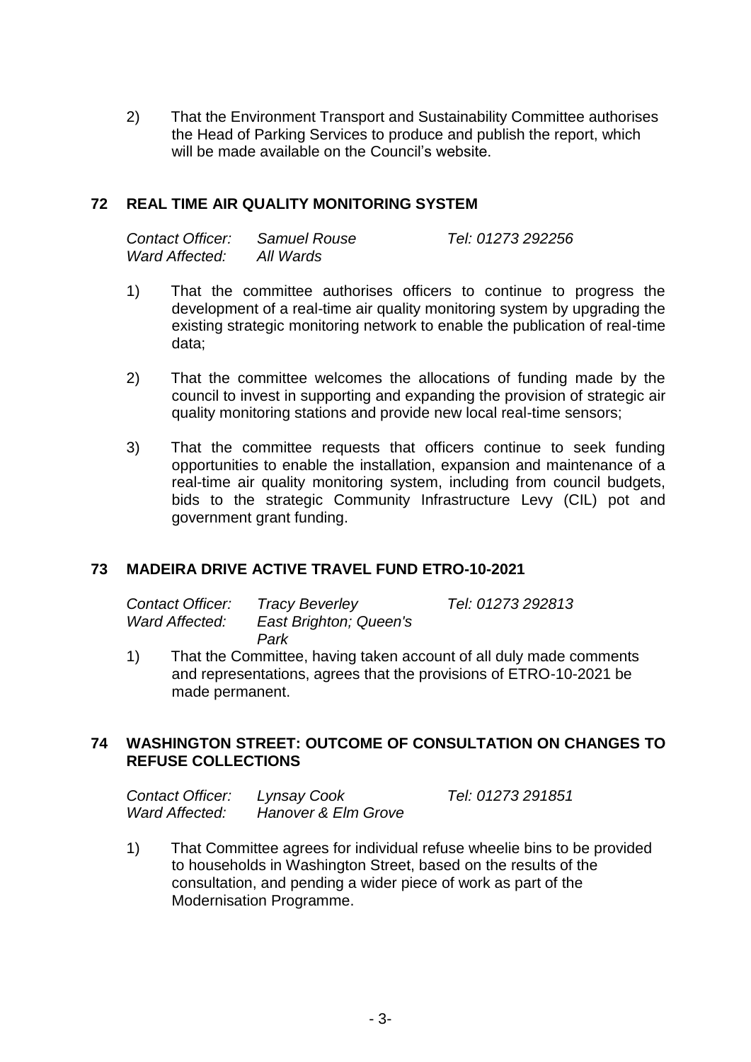2) That the Environment Transport and Sustainability Committee authorises the Head of Parking Services to produce and publish the report, which will be made available on the Council's website.

## 72 REAL TIME AIR QUALITY MONITORING SYSTEM

*Contact Officer:* *Samuel Rouse* *Tel: 01273 292256*
*Ward Affected:* *All Wards*

1) That the committee authorises officers to continue to progress the development of a real-time air quality monitoring system by upgrading the existing strategic monitoring network to enable the publication of real-time data;

2) That the committee welcomes the allocations of funding made by the council to invest in supporting and expanding the provision of strategic air quality monitoring stations and provide new local real-time sensors;

3) That the committee requests that officers continue to seek funding opportunities to enable the installation, expansion and maintenance of a real-time air quality monitoring system, including from council budgets, bids to the strategic Community Infrastructure Levy (CIL) pot and government grant funding.

## 73 MADEIRA DRIVE ACTIVE TRAVEL FUND ETRO-10-2021

*Contact Officer:* *Tracy Beverley* *Tel: 01273 292813*
*Ward Affected:* *East Brighton; Queen's Park*

1) That the Committee, having taken account of all duly made comments and representations, agrees that the provisions of ETRO-10-2021 be made permanent.

## 74 WASHINGTON STREET: OUTCOME OF CONSULTATION ON CHANGES TO REFUSE COLLECTIONS

*Contact Officer:* *Lynsay Cook* *Tel: 01273 291851*
*Ward Affected:* *Hanover & Elm Grove*

1) That Committee agrees for individual refuse wheelie bins to be provided to households in Washington Street, based on the results of the consultation, and pending a wider piece of work as part of the Modernisation Programme.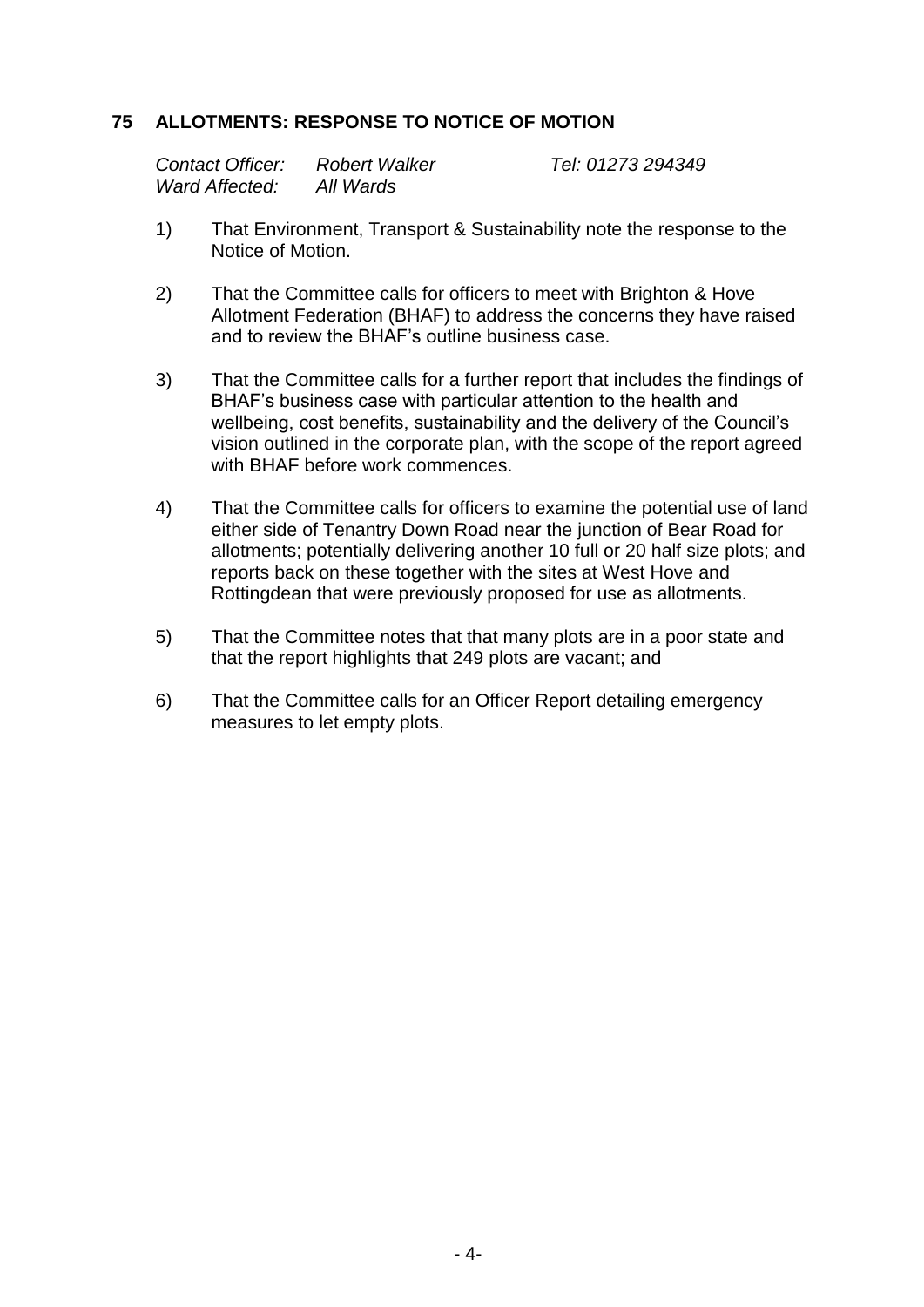## 75 ALLOTMENTS: RESPONSE TO NOTICE OF MOTION

*Contact Officer:* *Robert Walker* *Tel: 01273 294349*
*Ward Affected:* *All Wards*

1) That Environment, Transport & Sustainability note the response to the Notice of Motion.

2) That the Committee calls for officers to meet with Brighton & Hove Allotment Federation (BHAF) to address the concerns they have raised and to review the BHAF's outline business case.

3) That the Committee calls for a further report that includes the findings of BHAF's business case with particular attention to the health and wellbeing, cost benefits, sustainability and the delivery of the Council's vision outlined in the corporate plan, with the scope of the report agreed with BHAF before work commences.

4) That the Committee calls for officers to examine the potential use of land either side of Tenantry Down Road near the junction of Bear Road for allotments; potentially delivering another 10 full or 20 half size plots; and reports back on these together with the sites at West Hove and Rottingdean that were previously proposed for use as allotments.

5) That the Committee notes that that many plots are in a poor state and that the report highlights that 249 plots are vacant; and

6) That the Committee calls for an Officer Report detailing emergency measures to let empty plots.